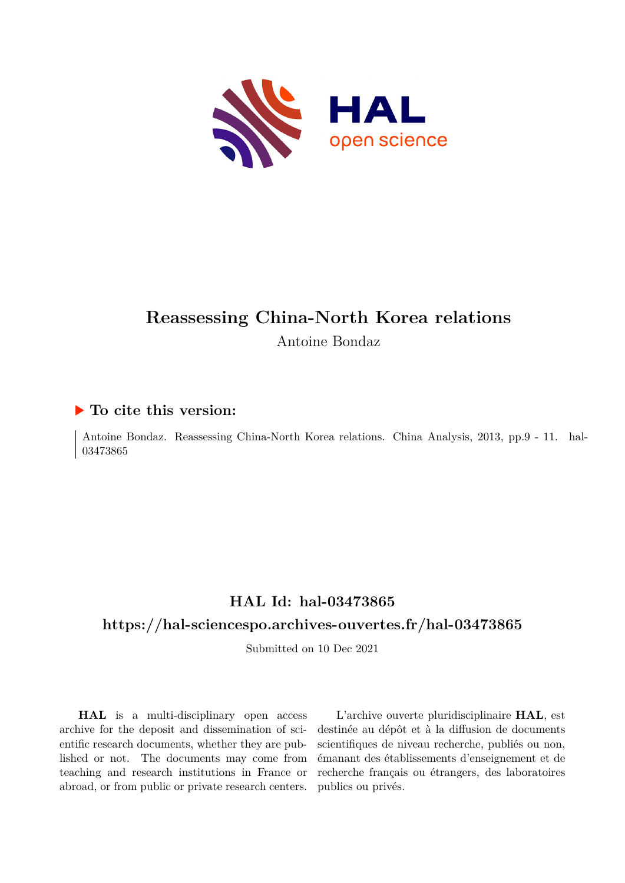# Reassessing China-North Korea relations

Antoine Bondaz

## ▶ To cite this version:

Antoine Bondaz. Reassessing China-North Korea relations. China Analysis, 2013, pp.9 - 11. hal-03473865

## HAL Id: hal-03473865

## https://hal-sciencespo.archives-ouvertes.fr/hal-03473865

Submitted on 10 Dec 2021

**HAL** is a multi-disciplinary open access archive for the deposit and dissemination of scientific research documents, whether they are published or not. The documents may come from teaching and research institutions in France or abroad, or from public or private research centers.

L'archive ouverte pluridisciplinaire **HAL**, est destinée au dépôt et à la diffusion de documents scientifiques de niveau recherche, publiés ou non, émanant des établissements d'enseignement et de recherche français ou étrangers, des laboratoires publics ou privés.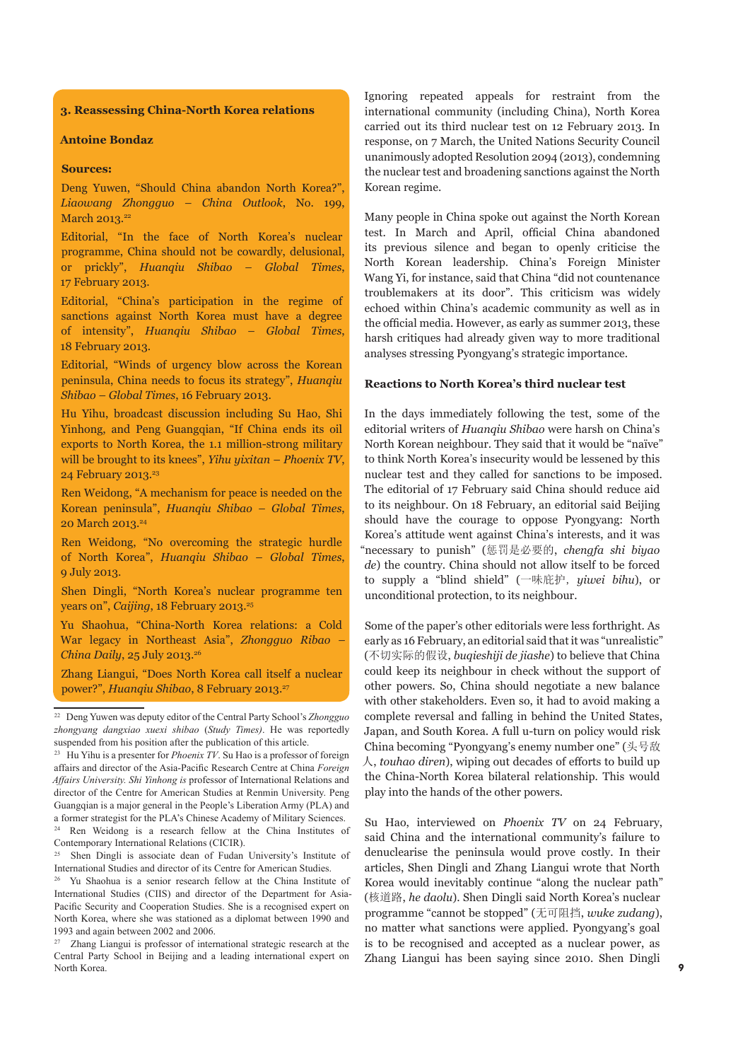## 3. Reassessing China-North Korea relations

**Antoine Bondaz**

**Sources:**

Deng Yuwen, "Should China abandon North Korea?", *Liaowang Zhongguo – China Outlook*, No. 199, March 2013.[22]

Editorial, "In the face of North Korea's nuclear programme, China should not be cowardly, delusional, or prickly", *Huanqiu Shibao – Global Times*, 17 February 2013.

Editorial, "China's participation in the regime of sanctions against North Korea must have a degree of intensity", *Huanqiu Shibao – Global Times*, 18 February 2013.

Editorial, "Winds of urgency blow across the Korean peninsula, China needs to focus its strategy", *Huanqiu Shibao – Global Times*, 16 February 2013.

Hu Yihu, broadcast discussion including Su Hao, Shi Yinhong, and Peng Guangqian, "If China ends its oil exports to North Korea, the 1.1 million-strong military will be brought to its knees", *Yihu yixitan – Phoenix TV*, 24 February 2013.[23]

Ren Weidong, "A mechanism for peace is needed on the Korean peninsula", *Huanqiu Shibao – Global Times*, 20 March 2013.[24]

Ren Weidong, "No overcoming the strategic hurdle of North Korea", *Huanqiu Shibao – Global Times*, 9 July 2013.

Shen Dingli, "North Korea's nuclear programme ten years on", *Caijing*, 18 February 2013.[25]

Yu Shaohua, "China-North Korea relations: a Cold War legacy in Northeast Asia", *Zhongguo Ribao – China Daily*, 25 July 2013.[26]

Zhang Liangui, "Does North Korea call itself a nuclear power?", *Huanqiu Shibao*, 8 February 2013.[27]

Ignoring repeated appeals for restraint from the international community (including China), North Korea carried out its third nuclear test on 12 February 2013. In response, on 7 March, the United Nations Security Council unanimously adopted Resolution 2094 (2013), condemning the nuclear test and broadening sanctions against the North Korean regime.

Many people in China spoke out against the North Korean test. In March and April, official China abandoned its previous silence and began to openly criticise the North Korean leadership. China's Foreign Minister Wang Yi, for instance, said that China "did not countenance troublemakers at its door". This criticism was widely echoed within China's academic community as well as in the official media. However, as early as summer 2013, these harsh critiques had already given way to more traditional analyses stressing Pyongyang's strategic importance.

### Reactions to North Korea's third nuclear test

In the days immediately following the test, some of the editorial writers of *Huanqiu Shibao* were harsh on China's North Korean neighbour. They said that it would be "naïve" to think North Korea's insecurity would be lessened by this nuclear test and they called for sanctions to be imposed. The editorial of 17 February said China should reduce aid to its neighbour. On 18 February, an editorial said Beijing should have the courage to oppose Pyongyang: North Korea's attitude went against China's interests, and it was "necessary to punish" (惩罚是必要的, *chengfa shi biyao de*) the country. China should not allow itself to be forced to supply a "blind shield" (一味庇护, *yiwei bihu*), or unconditional protection, to its neighbour.

Some of the paper's other editorials were less forthright. As early as 16 February, an editorial said that it was "unrealistic" (不切实际的假设, *buqieshiji de jiashe*) to believe that China could keep its neighbour in check without the support of other powers. So, China should negotiate a new balance with other stakeholders. Even so, it had to avoid making a complete reversal and falling in behind the United States, Japan, and South Korea. A full u-turn on policy would risk China becoming "Pyongyang's enemy number one" (头号敌人, *touhao diren*), wiping out decades of efforts to build up the China-North Korea bilateral relationship. This would play into the hands of the other powers.

Su Hao, interviewed on *Phoenix TV* on 24 February, said China and the international community's failure to denuclearise the peninsula would prove costly. In their articles, Shen Dingli and Zhang Liangui wrote that North Korea would inevitably continue "along the nuclear path" (核道路, *he daolu*). Shen Dingli said North Korea's nuclear programme "cannot be stopped" (无可阻挡, *wuke zudang*), no matter what sanctions were applied. Pyongyang's goal is to be recognised and accepted as a nuclear power, as Zhang Liangui has been saying since 2010. Shen Dingli

---

[22] Deng Yuwen was deputy editor of the Central Party School's *Zhongguo zhongyang dangxiao xuexi shibao* (*Study Times*). He was reportedly suspended from his position after the publication of this article.

[23] Hu Yihu is a presenter for *Phoenix TV*. Su Hao is a professor of foreign affairs and director of the Asia-Pacific Research Centre at China *Foreign Affairs University*. *Shi Yinhong is* professor of International Relations and director of the Centre for American Studies at Renmin University. Peng Guangqian is a major general in the People's Liberation Army (PLA) and a former strategist for the PLA's Chinese Academy of Military Sciences.

[24] Ren Weidong is a research fellow at the China Institutes of Contemporary International Relations (CICIR).

[25] Shen Dingli is associate dean of Fudan University's Institute of International Studies and director of its Centre for American Studies.

[26] Yu Shaohua is a senior research fellow at the China Institute of International Studies (CIIS) and director of the Department for Asia-Pacific Security and Cooperation Studies. She is a recognised expert on North Korea, where she was stationed as a diplomat between 1990 and 1993 and again between 2002 and 2006.

[27] Zhang Liangui is professor of international strategic research at the Central Party School in Beijing and a leading international expert on North Korea.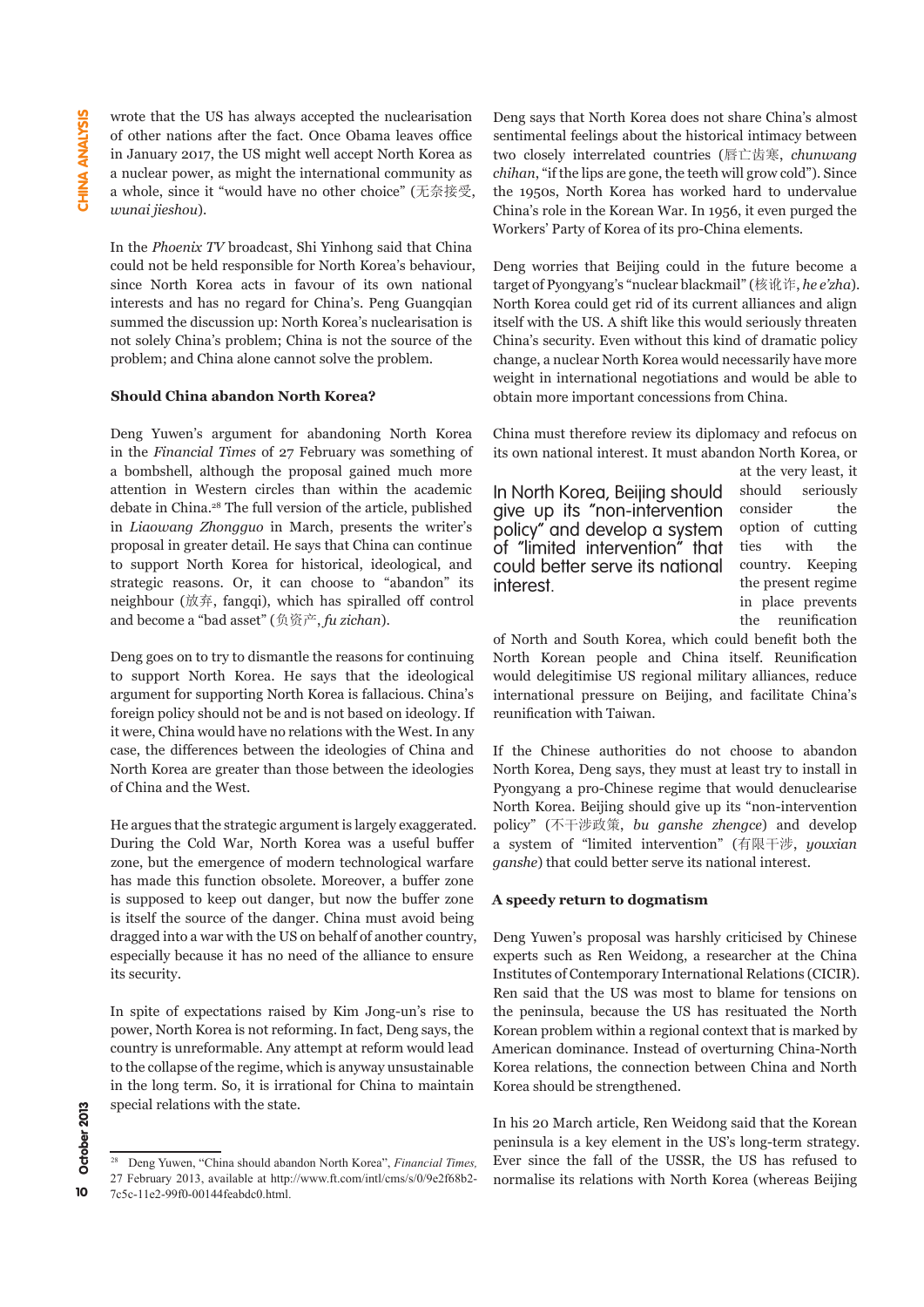wrote that the US has always accepted the nuclearisation of other nations after the fact. Once Obama leaves office in January 2017, the US might well accept North Korea as a nuclear power, as might the international community as a whole, since it "would have no other choice" (无奈接受, *wunai jieshou*).

In the *Phoenix TV* broadcast, Shi Yinhong said that China could not be held responsible for North Korea's behaviour, since North Korea acts in favour of its own national interests and has no regard for China's. Peng Guangqian summed the discussion up: North Korea's nuclearisation is not solely China's problem; China is not the source of the problem; and China alone cannot solve the problem.

### Should China abandon North Korea?

Deng Yuwen's argument for abandoning North Korea in the *Financial Times* of 27 February was something of a bombshell, although the proposal gained much more attention in Western circles than within the academic debate in China.[28] The full version of the article, published in *Liaowang Zhongguo* in March, presents the writer's proposal in greater detail. He says that China can continue to support North Korea for historical, ideological, and strategic reasons. Or, it can choose to "abandon" its neighbour (放弃, fangqi), which has spiralled off control and become a "bad asset" (负资产, *fu zichan*).

Deng goes on to try to dismantle the reasons for continuing to support North Korea. He says that the ideological argument for supporting North Korea is fallacious. China's foreign policy should not be and is not based on ideology. If it were, China would have no relations with the West. In any case, the differences between the ideologies of China and North Korea are greater than those between the ideologies of China and the West.

He argues that the strategic argument is largely exaggerated. During the Cold War, North Korea was a useful buffer zone, but the emergence of modern technological warfare has made this function obsolete. Moreover, a buffer zone is supposed to keep out danger, but now the buffer zone is itself the source of the danger. China must avoid being dragged into a war with the US on behalf of another country, especially because it has no need of the alliance to ensure its security.

In spite of expectations raised by Kim Jong-un's rise to power, North Korea is not reforming. In fact, Deng says, the country is unreformable. Any attempt at reform would lead to the collapse of the regime, which is anyway unsustainable in the long term. So, it is irrational for China to maintain special relations with the state.

Deng says that North Korea does not share China's almost sentimental feelings about the historical intimacy between two closely interrelated countries (唇亡齿寒, *chunwang chihan*, "if the lips are gone, the teeth will grow cold"). Since the 1950s, North Korea has worked hard to undervalue China's role in the Korean War. In 1956, it even purged the Workers' Party of Korea of its pro-China elements.

Deng worries that Beijing could in the future become a target of Pyongyang's "nuclear blackmail" (核讹诈, *he e'zha*). North Korea could get rid of its current alliances and align itself with the US. A shift like this would seriously threaten China's security. Even without this kind of dramatic policy change, a nuclear North Korea would necessarily have more weight in international negotiations and would be able to obtain more important concessions from China.

China must therefore review its diplomacy and refocus on its own national interest. It must abandon North Korea, or at the very least, it should seriously consider the option of cutting ties with the country. Keeping the present regime in place prevents the reunification of North and South Korea, which could benefit both the North Korean people and China itself. Reunification would delegitimise US regional military alliances, reduce international pressure on Beijing, and facilitate China's reunification with Taiwan.

> In North Korea, Beijing should give up its "non-intervention policy" and develop a system of "limited intervention" that could better serve its national interest.

If the Chinese authorities do not choose to abandon North Korea, Deng says, they must at least try to install in Pyongyang a pro-Chinese regime that would denuclearise North Korea. Beijing should give up its "non-intervention policy" (不干涉政策, *bu ganshe zhengce*) and develop a system of "limited intervention" (有限干涉, *youxian ganshe*) that could better serve its national interest.

### A speedy return to dogmatism

Deng Yuwen's proposal was harshly criticised by Chinese experts such as Ren Weidong, a researcher at the China Institutes of Contemporary International Relations (CICIR). Ren said that the US was most to blame for tensions on the peninsula, because the US has resituated the North Korean problem within a regional context that is marked by American dominance. Instead of overturning China-North Korea relations, the connection between China and North Korea should be strengthened.

In his 20 March article, Ren Weidong said that the Korean peninsula is a key element in the US's long-term strategy. Ever since the fall of the USSR, the US has refused to normalise its relations with North Korea (whereas Beijing

---

[28] Deng Yuwen, "China should abandon North Korea", *Financial Times*, 27 February 2013, available at http://www.ft.com/intl/cms/s/0/9e2f68b2-7c5c-11e2-99f0-00144feabdc0.html.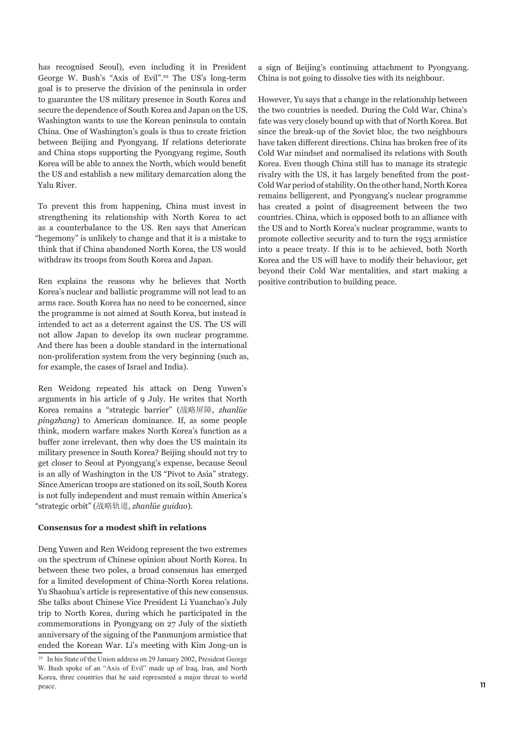has recognised Seoul), even including it in President George W. Bush's "Axis of Evil".[29] The US's long-term goal is to preserve the division of the peninsula in order to guarantee the US military presence in South Korea and secure the dependence of South Korea and Japan on the US. Washington wants to use the Korean peninsula to contain China. One of Washington's goals is thus to create friction between Beijing and Pyongyang. If relations deteriorate and China stops supporting the Pyongyang regime, South Korea will be able to annex the North, which would benefit the US and establish a new military demarcation along the Yalu River.

To prevent this from happening, China must invest in strengthening its relationship with North Korea to act as a counterbalance to the US. Ren says that American "hegemony" is unlikely to change and that it is a mistake to think that if China abandoned North Korea, the US would withdraw its troops from South Korea and Japan.

Ren explains the reasons why he believes that North Korea's nuclear and ballistic programme will not lead to an arms race. South Korea has no need to be concerned, since the programme is not aimed at South Korea, but instead is intended to act as a deterrent against the US. The US will not allow Japan to develop its own nuclear programme. And there has been a double standard in the international non-proliferation system from the very beginning (such as, for example, the cases of Israel and India).

Ren Weidong repeated his attack on Deng Yuwen's arguments in his article of 9 July. He writes that North Korea remains a "strategic barrier" (战略屏障, *zhanlüe pingzhang*) to American dominance. If, as some people think, modern warfare makes North Korea's function as a buffer zone irrelevant, then why does the US maintain its military presence in South Korea? Beijing should not try to get closer to Seoul at Pyongyang's expense, because Seoul is an ally of Washington in the US "Pivot to Asia" strategy. Since American troops are stationed on its soil, South Korea is not fully independent and must remain within America's "strategic orbit" (战略轨道, *zhanlüe guidao*).

### Consensus for a modest shift in relations

Deng Yuwen and Ren Weidong represent the two extremes on the spectrum of Chinese opinion about North Korea. In between these two poles, a broad consensus has emerged for a limited development of China-North Korea relations. Yu Shaohua's article is representative of this new consensus. She talks about Chinese Vice President Li Yuanchao's July trip to North Korea, during which he participated in the commemorations in Pyongyang on 27 July of the sixtieth anniversary of the signing of the Panmunjom armistice that ended the Korean War. Li's meeting with Kim Jong-un is a sign of Beijing's continuing attachment to Pyongyang. China is not going to dissolve ties with its neighbour.

However, Yu says that a change in the relationship between the two countries is needed. During the Cold War, China's fate was very closely bound up with that of North Korea. But since the break-up of the Soviet bloc, the two neighbours have taken different directions. China has broken free of its Cold War mindset and normalised its relations with South Korea. Even though China still has to manage its strategic rivalry with the US, it has largely benefited from the post-Cold War period of stability. On the other hand, North Korea remains belligerent, and Pyongyang's nuclear programme has created a point of disagreement between the two countries. China, which is opposed both to an alliance with the US and to North Korea's nuclear programme, wants to promote collective security and to turn the 1953 armistice into a peace treaty. If this is to be achieved, both North Korea and the US will have to modify their behaviour, get beyond their Cold War mentalities, and start making a positive contribution to building peace.

[29] In his State of the Union address on 29 January 2002, President George W. Bush spoke of an "Axis of Evil" made up of Iraq, Iran, and North Korea, three countries that he said represented a major threat to world peace.